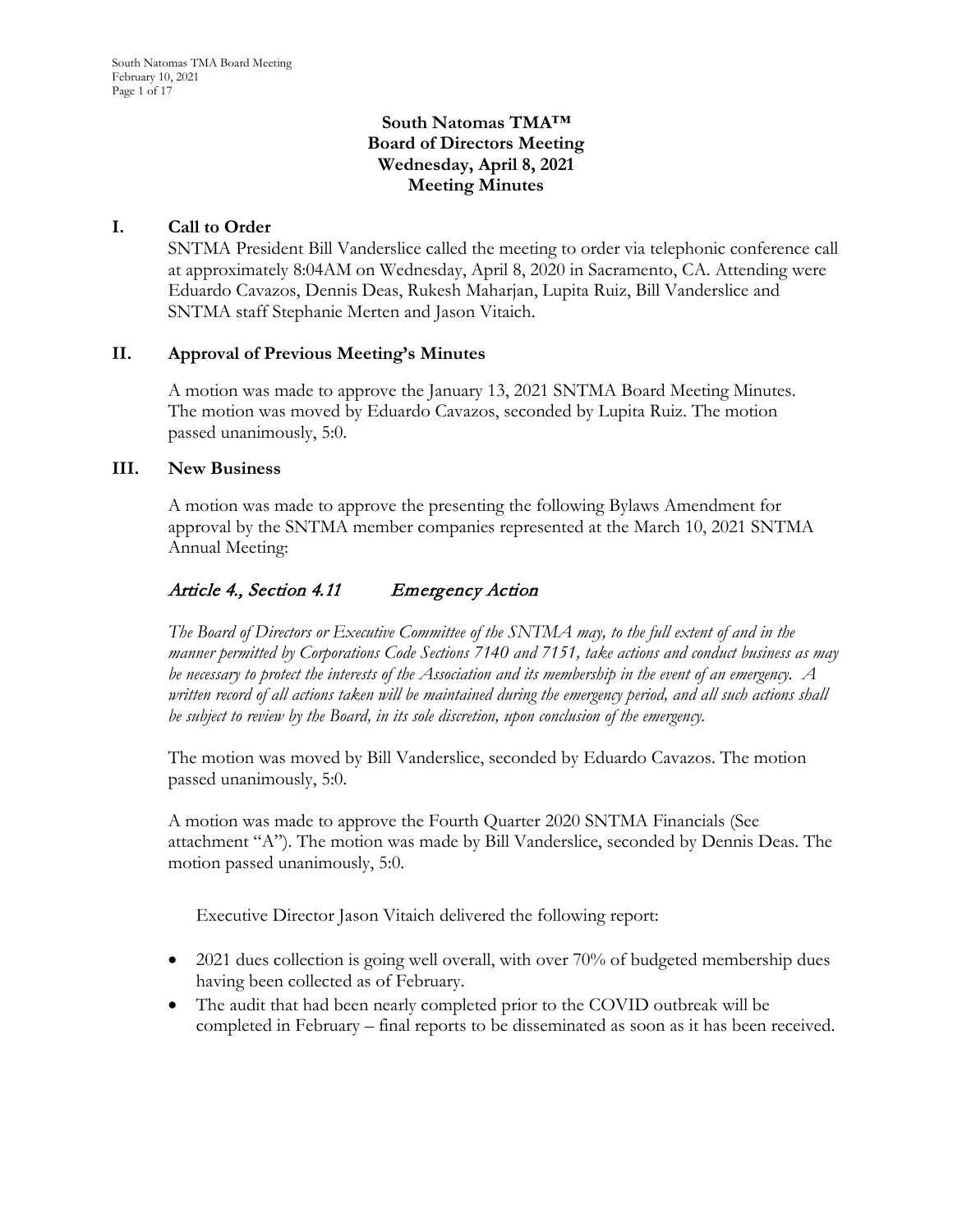**South Natomas TMA™**
**Board of Directors Meeting**
**Wednesday, April 8, 2021**
**Meeting Minutes**

## I. Call to Order

SNTMA President Bill Vanderslice called the meeting to order via telephonic conference call at approximately 8:04AM on Wednesday, April 8, 2020 in Sacramento, CA. Attending were Eduardo Cavazos, Dennis Deas, Rukesh Maharjan, Lupita Ruiz, Bill Vanderslice and SNTMA staff Stephanie Merten and Jason Vitaich.

## II. Approval of Previous Meeting's Minutes

A motion was made to approve the January 13, 2021 SNTMA Board Meeting Minutes. The motion was moved by Eduardo Cavazos, seconded by Lupita Ruiz. The motion passed unanimously, 5:0.

## III. New Business

A motion was made to approve the presenting the following Bylaws Amendment for approval by the SNTMA member companies represented at the March 10, 2021 SNTMA Annual Meeting:

### *Article 4., Section 4.11 Emergency Action*

*The Board of Directors or Executive Committee of the SNTMA may, to the full extent of and in the manner permitted by Corporations Code Sections 7140 and 7151, take actions and conduct business as may be necessary to protect the interests of the Association and its membership in the event of an emergency. A written record of all actions taken will be maintained during the emergency period, and all such actions shall be subject to review by the Board, in its sole discretion, upon conclusion of the emergency.*

The motion was moved by Bill Vanderslice, seconded by Eduardo Cavazos. The motion passed unanimously, 5:0.

A motion was made to approve the Fourth Quarter 2020 SNTMA Financials (See attachment "A"). The motion was made by Bill Vanderslice, seconded by Dennis Deas. The motion passed unanimously, 5:0.

Executive Director Jason Vitaich delivered the following report:

- 2021 dues collection is going well overall, with over 70% of budgeted membership dues having been collected as of February.
- The audit that had been nearly completed prior to the COVID outbreak will be completed in February – final reports to be disseminated as soon as it has been received.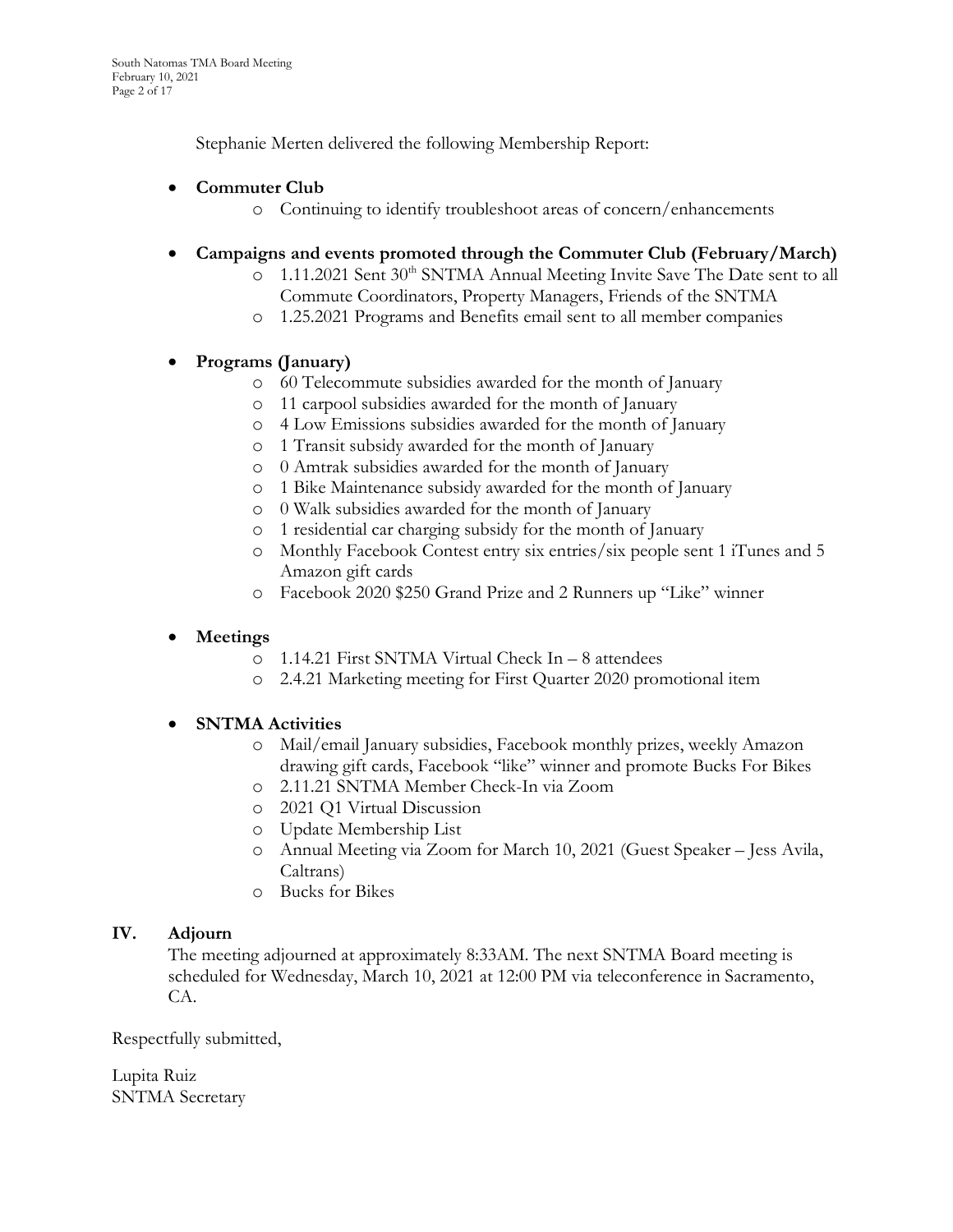Stephanie Merten delivered the following Membership Report:

- **Commuter Club**
  - Continuing to identify troubleshoot areas of concern/enhancements
- **Campaigns and events promoted through the Commuter Club (February/March)**
  - 1.11.2021 Sent 30th SNTMA Annual Meeting Invite Save The Date sent to all Commute Coordinators, Property Managers, Friends of the SNTMA
  - 1.25.2021 Programs and Benefits email sent to all member companies
- **Programs (January)**
  - 60 Telecommute subsidies awarded for the month of January
  - 11 carpool subsidies awarded for the month of January
  - 4 Low Emissions subsidies awarded for the month of January
  - 1 Transit subsidy awarded for the month of January
  - 0 Amtrak subsidies awarded for the month of January
  - 1 Bike Maintenance subsidy awarded for the month of January
  - 0 Walk subsidies awarded for the month of January
  - 1 residential car charging subsidy for the month of January
  - Monthly Facebook Contest entry six entries/six people sent 1 iTunes and 5 Amazon gift cards
  - Facebook 2020 $250 Grand Prize and 2 Runners up "Like" winner
- **Meetings**
  - 1.14.21 First SNTMA Virtual Check In – 8 attendees
  - 2.4.21 Marketing meeting for First Quarter 2020 promotional item
- **SNTMA Activities**
  - Mail/email January subsidies, Facebook monthly prizes, weekly Amazon drawing gift cards, Facebook "like" winner and promote Bucks For Bikes
  - 2.11.21 SNTMA Member Check-In via Zoom
  - 2021 Q1 Virtual Discussion
  - Update Membership List
  - Annual Meeting via Zoom for March 10, 2021 (Guest Speaker – Jess Avila, Caltrans)
  - Bucks for Bikes

## IV. Adjourn

The meeting adjourned at approximately 8:33AM. The next SNTMA Board meeting is scheduled for Wednesday, March 10, 2021 at 12:00 PM via teleconference in Sacramento, CA.

Respectfully submitted,

Lupita Ruiz
SNTMA Secretary